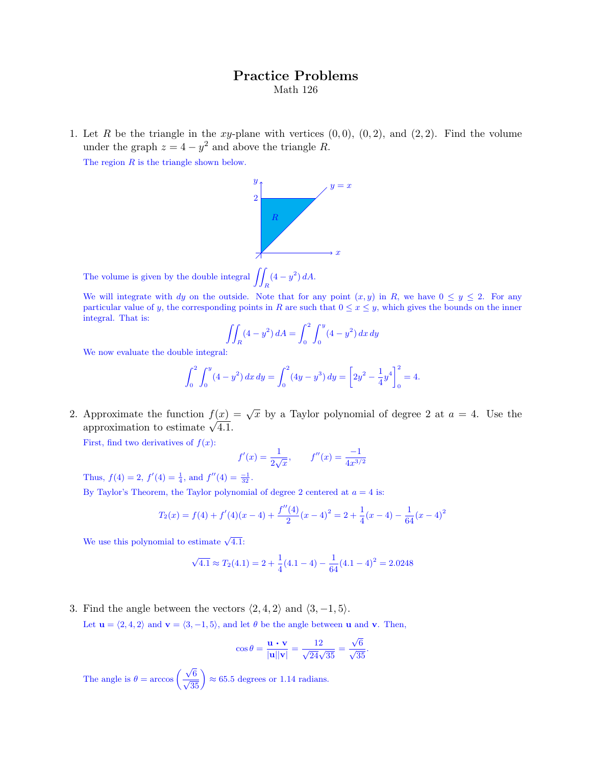# Practice Problems

Math 126

1. Let $R$ be the triangle in the $xy$-plane with vertices $(0,0)$, $(0,2)$, and $(2,2)$. Find the volume under the graph $z = 4 - y^2$ and above the triangle $R$.

   The region $R$ is the triangle shown below.

   The volume is given by the double integral $\iint_R (4 - y^2)\, dA$.

   We will integrate with $dy$ on the outside. Note that for any point $(x, y)$ in $R$, we have $0 \le y \le 2$. For any particular value of $y$, the corresponding points in $R$ are such that $0 \le x \le y$, which gives the bounds on the inner integral. That is:

$$\iint_R (4 - y^2)\, dA = \int_0^2 \int_0^y (4 - y^2)\, dx\, dy$$

   We now evaluate the double integral:

$$\int_0^2 \int_0^y (4 - y^2)\, dx\, dy = \int_0^2 (4y - y^3)\, dy = \left[ 2y^2 - \frac{1}{4}y^4 \right]_0^2 = 4.$$

2. Approximate the function $f(x) = \sqrt{x}$ by a Taylor polynomial of degree 2 at $a = 4$. Use the approximation to estimate $\sqrt{4.1}$.

   First, find two derivatives of $f(x)$:

$$f'(x) = \frac{1}{2\sqrt{x}}, \qquad f''(x) = \frac{-1}{4x^{3/2}}$$

   Thus, $f(4) = 2$, $f'(4) = \frac{1}{4}$, and $f''(4) = \frac{-1}{32}$.

   By Taylor's Theorem, the Taylor polynomial of degree 2 centered at $a = 4$ is:

$$T_2(x) = f(4) + f'(4)(x - 4) + \frac{f''(4)}{2}(x - 4)^2 = 2 + \frac{1}{4}(x - 4) - \frac{1}{64}(x - 4)^2$$

   We use this polynomial to estimate $\sqrt{4.1}$:

$$\sqrt{4.1} \approx T_2(4.1) = 2 + \frac{1}{4}(4.1 - 4) - \frac{1}{64}(4.1 - 4)^2 = 2.0248$$

3. Find the angle between the vectors $\langle 2, 4, 2 \rangle$ and $\langle 3, -1, 5 \rangle$.

   Let $\mathbf{u} = \langle 2, 4, 2 \rangle$ and $\mathbf{v} = \langle 3, -1, 5 \rangle$, and let $\theta$ be the angle between $\mathbf{u}$ and $\mathbf{v}$. Then,

$$\cos\theta = \frac{\mathbf{u} \cdot \mathbf{v}}{|\mathbf{u}||\mathbf{v}|} = \frac{12}{\sqrt{24}\sqrt{35}} = \frac{\sqrt{6}}{\sqrt{35}}.$$

   The angle is $\theta = \arccos\left(\frac{\sqrt{6}}{\sqrt{35}}\right) \approx 65.5$ degrees or $1.14$ radians.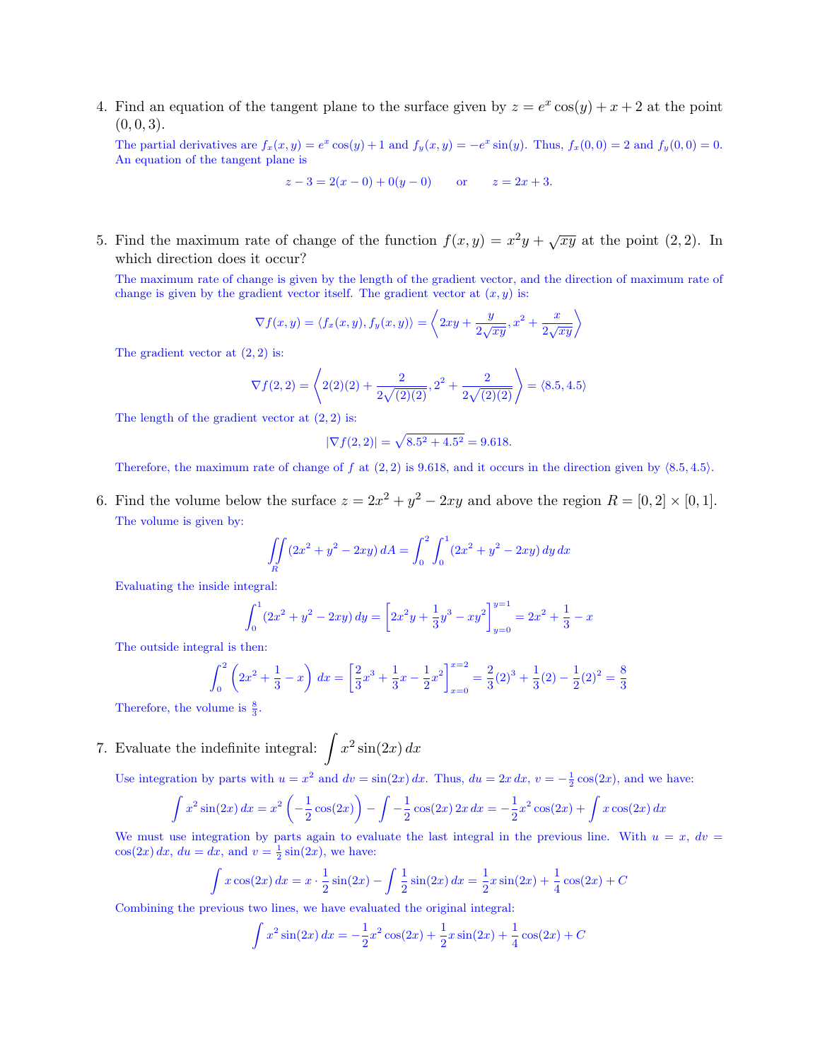4. Find an equation of the tangent plane to the surface given by $z = e^x \cos(y) + x + 2$ at the point $(0, 0, 3)$.

The partial derivatives are $f_x(x, y) = e^x \cos(y) + 1$ and $f_y(x, y) = -e^x \sin(y)$. Thus, $f_x(0, 0) = 2$ and $f_y(0, 0) = 0$. An equation of the tangent plane is

$$z - 3 = 2(x - 0) + 0(y - 0) \qquad \text{or} \qquad z = 2x + 3.$$

5. Find the maximum rate of change of the function $f(x, y) = x^2 y + \sqrt{xy}$ at the point $(2, 2)$. In which direction does it occur?

The maximum rate of change is given by the length of the gradient vector, and the direction of maximum rate of change is given by the gradient vector itself. The gradient vector at $(x, y)$ is:

$$\nabla f(x, y) = \langle f_x(x, y), f_y(x, y)\rangle = \left\langle 2xy + \frac{y}{2\sqrt{xy}}, x^2 + \frac{x}{2\sqrt{xy}} \right\rangle$$

The gradient vector at $(2, 2)$ is:

$$\nabla f(2, 2) = \left\langle 2(2)(2) + \frac{2}{2\sqrt{(2)(2)}}, 2^2 + \frac{2}{2\sqrt{(2)(2)}} \right\rangle = \langle 8.5, 4.5\rangle$$

The length of the gradient vector at $(2, 2)$ is:

$$|\nabla f(2, 2)| = \sqrt{8.5^2 + 4.5^2} = 9.618.$$

Therefore, the maximum rate of change of $f$ at $(2, 2)$ is 9.618, and it occurs in the direction given by $\langle 8.5, 4.5\rangle$.

6. Find the volume below the surface $z = 2x^2 + y^2 - 2xy$ and above the region $R = [0, 2] \times [0, 1]$.

The volume is given by:

$$\iint\limits_R (2x^2 + y^2 - 2xy)\, dA = \int_0^2 \int_0^1 (2x^2 + y^2 - 2xy)\, dy\, dx$$

Evaluating the inside integral:

$$\int_0^1 (2x^2 + y^2 - 2xy)\, dy = \left[2x^2 y + \frac{1}{3}y^3 - xy^2\right]_{y=0}^{y=1} = 2x^2 + \frac{1}{3} - x$$

The outside integral is then:

$$\int_0^2 \left(2x^2 + \frac{1}{3} - x\right) dx = \left[\frac{2}{3}x^3 + \frac{1}{3}x - \frac{1}{2}x^2\right]_{x=0}^{x=2} = \frac{2}{3}(2)^3 + \frac{1}{3}(2) - \frac{1}{2}(2)^2 = \frac{8}{3}$$

Therefore, the volume is $\frac{8}{3}$.

7. Evaluate the indefinite integral: $\displaystyle\int x^2 \sin(2x)\, dx$

Use integration by parts with $u = x^2$ and $dv = \sin(2x)\, dx$. Thus, $du = 2x\, dx$, $v = -\frac{1}{2}\cos(2x)$, and we have:

$$\int x^2 \sin(2x)\, dx = x^2\left(-\frac{1}{2}\cos(2x)\right) - \int -\frac{1}{2}\cos(2x)\, 2x\, dx = -\frac{1}{2}x^2\cos(2x) + \int x\cos(2x)\, dx$$

We must use integration by parts again to evaluate the last integral in the previous line. With $u = x$, $dv = \cos(2x)\, dx$, $du = dx$, and $v = \frac{1}{2}\sin(2x)$, we have:

$$\int x\cos(2x)\, dx = x \cdot \frac{1}{2}\sin(2x) - \int \frac{1}{2}\sin(2x)\, dx = \frac{1}{2}x\sin(2x) + \frac{1}{4}\cos(2x) + C$$

Combining the previous two lines, we have evaluated the original integral:

$$\int x^2 \sin(2x)\, dx = -\frac{1}{2}x^2\cos(2x) + \frac{1}{2}x\sin(2x) + \frac{1}{4}\cos(2x) + C$$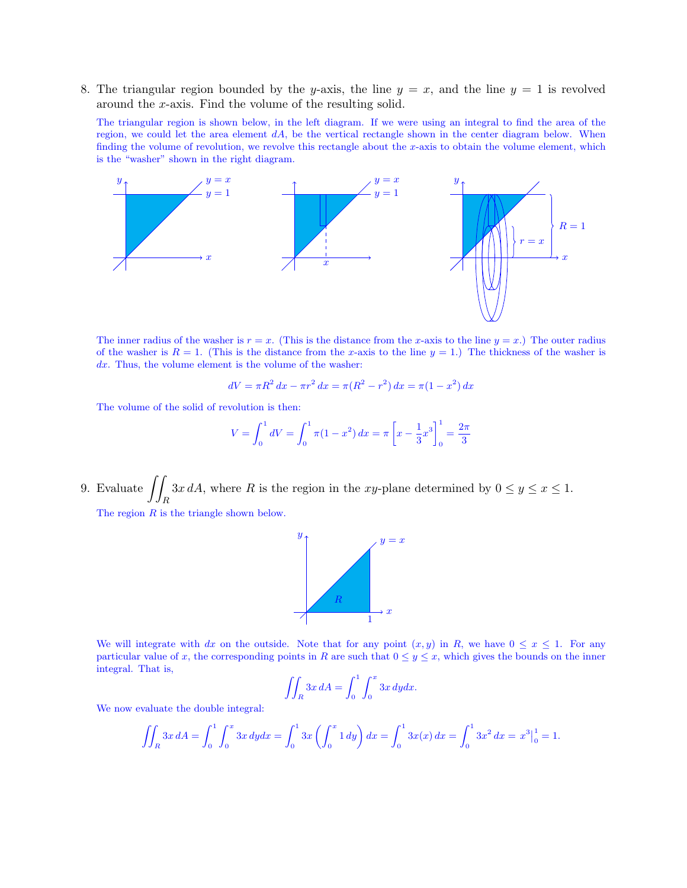8. The triangular region bounded by the $y$-axis, the line $y = x$, and the line $y = 1$ is revolved around the $x$-axis. Find the volume of the resulting solid.

The triangular region is shown below, in the left diagram. If we were using an integral to find the area of the region, we could let the area element $dA$, be the vertical rectangle shown in the center diagram below. When finding the volume of revolution, we revolve this rectangle about the $x$-axis to obtain the volume element, which is the "washer" shown in the right diagram.

The inner radius of the washer is $r = x$. (This is the distance from the $x$-axis to the line $y = x$.) The outer radius of the washer is $R = 1$. (This is the distance from the $x$-axis to the line $y = 1$.) The thickness of the washer is $dx$. Thus, the volume element is the volume of the washer:

$$dV = \pi R^2\,dx - \pi r^2\,dx = \pi(R^2 - r^2)\,dx = \pi(1 - x^2)\,dx$$

The volume of the solid of revolution is then:

$$V = \int_0^1 dV = \int_0^1 \pi(1 - x^2)\,dx = \pi\left[x - \frac{1}{3}x^3\right]_0^1 = \frac{2\pi}{3}$$

9. Evaluate $\iint_R 3x\,dA$, where $R$ is the region in the $xy$-plane determined by $0 \le y \le x \le 1$.

The region $R$ is the triangle shown below.

We will integrate with $dx$ on the outside. Note that for any point $(x, y)$ in $R$, we have $0 \le x \le 1$. For any particular value of $x$, the corresponding points in $R$ are such that $0 \le y \le x$, which gives the bounds on the inner integral. That is,

$$\iint_R 3x\,dA = \int_0^1 \int_0^x 3x\,dydx.$$

We now evaluate the double integral:

$$\iint_R 3x\,dA = \int_0^1 \int_0^x 3x\,dydx = \int_0^1 3x\left(\int_0^x 1\,dy\right)dx = \int_0^1 3x(x)\,dx = \int_0^1 3x^2\,dx = x^3\Big|_0^1 = 1.$$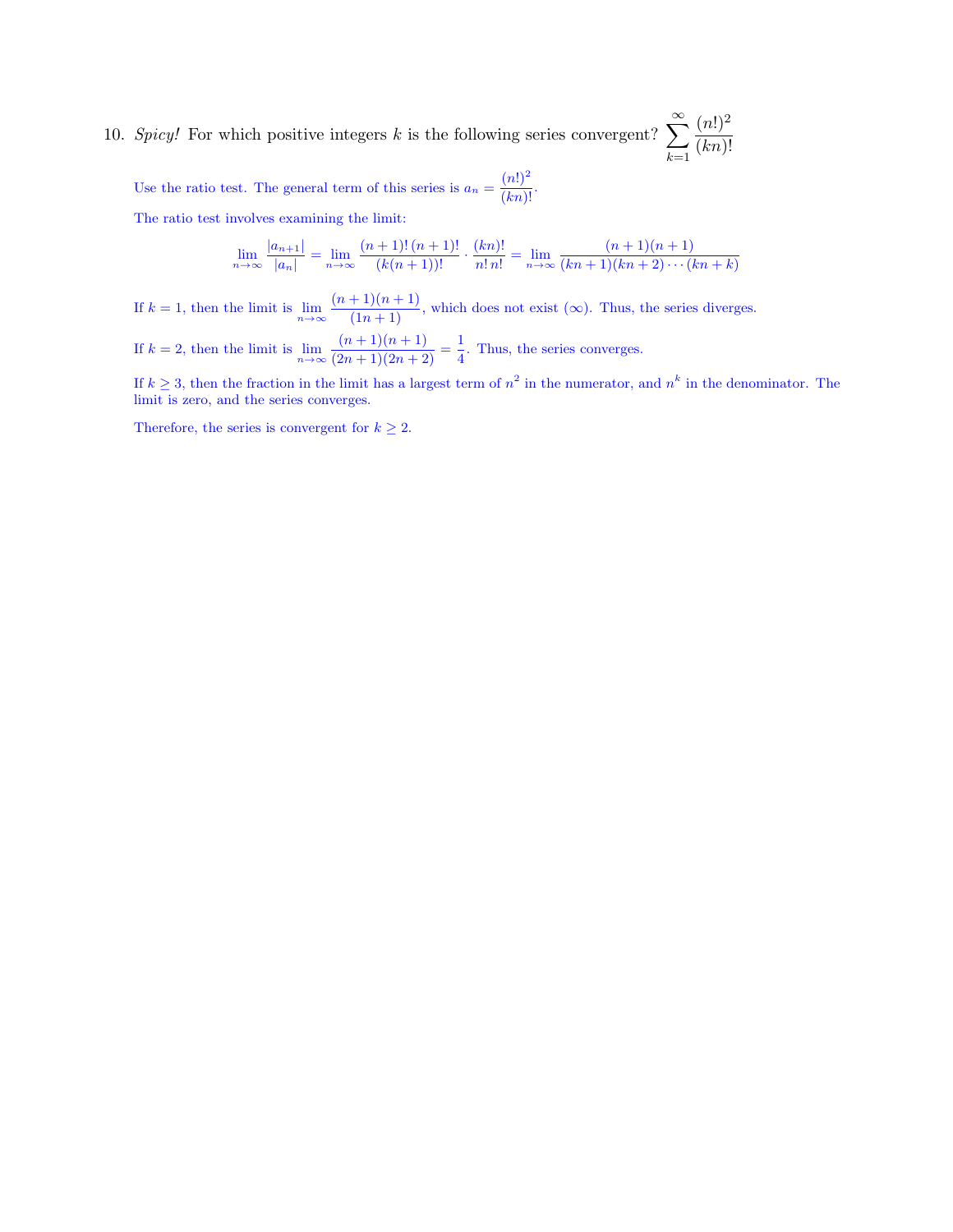10. *Spicy!* For which positive integers $k$ is the following series convergent? $\displaystyle\sum_{k=1}^{\infty} \frac{(n!)^2}{(kn)!}$

Use the ratio test. The general term of this series is $a_n = \dfrac{(n!)^2}{(kn)!}$.

The ratio test involves examining the limit:

$$\lim_{n\to\infty} \frac{|a_{n+1}|}{|a_n|} = \lim_{n\to\infty} \frac{(n+1)!\,(n+1)!}{(k(n+1))!} \cdot \frac{(kn)!}{n!\,n!} = \lim_{n\to\infty} \frac{(n+1)(n+1)}{(kn+1)(kn+2)\cdots(kn+k)}$$

If $k = 1$, then the limit is $\displaystyle\lim_{n\to\infty} \frac{(n+1)(n+1)}{(1n+1)}$, which does not exist ($\infty$). Thus, the series diverges.

If $k = 2$, then the limit is $\displaystyle\lim_{n\to\infty} \frac{(n+1)(n+1)}{(2n+1)(2n+2)} = \frac{1}{4}$. Thus, the series converges.

If $k \geq 3$, then the fraction in the limit has a largest term of $n^2$ in the numerator, and $n^k$ in the denominator. The limit is zero, and the series converges.

Therefore, the series is convergent for $k \geq 2$.